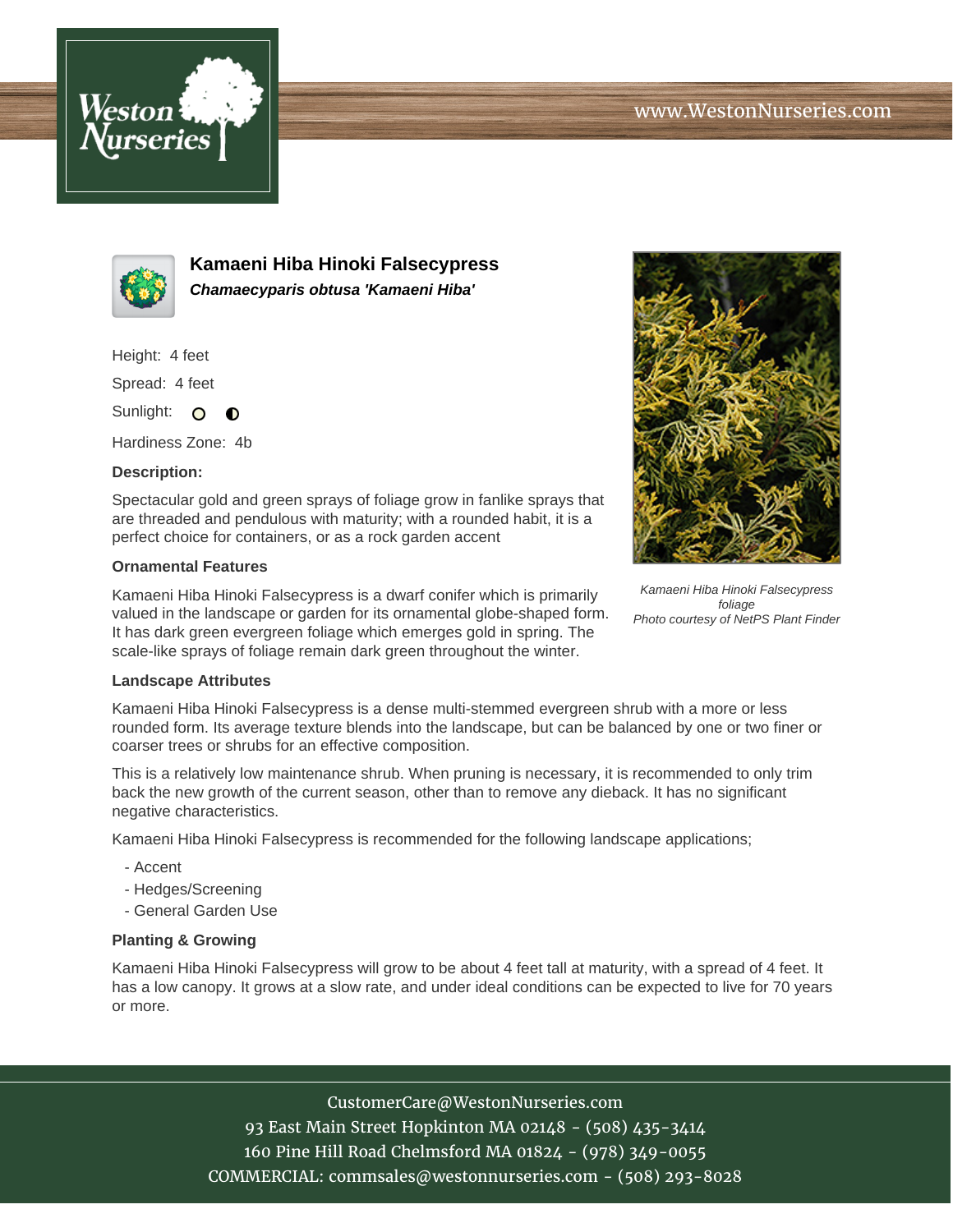# Kamaeni Hiba Hinoki Falsecypress

***Chamaecyparis obtusa 'Kamaeni Hiba'***

Height: 4 feet

Spread: 4 feet

Sunlight:

Hardiness Zone: 4b

**Description:**

Spectacular gold and green sprays of foliage grow in fanlike sprays that are threaded and pendulous with maturity; with a rounded habit, it is a perfect choice for containers, or as a rock garden accent

### Ornamental Features

Kamaeni Hiba Hinoki Falsecypress is a dwarf conifer which is primarily valued in the landscape or garden for its ornamental globe-shaped form. It has dark green evergreen foliage which emerges gold in spring. The scale-like sprays of foliage remain dark green throughout the winter.

*Kamaeni Hiba Hinoki Falsecypress foliage*
*Photo courtesy of NetPS Plant Finder*

### Landscape Attributes

Kamaeni Hiba Hinoki Falsecypress is a dense multi-stemmed evergreen shrub with a more or less rounded form. Its average texture blends into the landscape, but can be balanced by one or two finer or coarser trees or shrubs for an effective composition.

This is a relatively low maintenance shrub. When pruning is necessary, it is recommended to only trim back the new growth of the current season, other than to remove any dieback. It has no significant negative characteristics.

Kamaeni Hiba Hinoki Falsecypress is recommended for the following landscape applications;

- Accent
- Hedges/Screening
- General Garden Use

### Planting & Growing

Kamaeni Hiba Hinoki Falsecypress will grow to be about 4 feet tall at maturity, with a spread of 4 feet. It has a low canopy. It grows at a slow rate, and under ideal conditions can be expected to live for 70 years or more.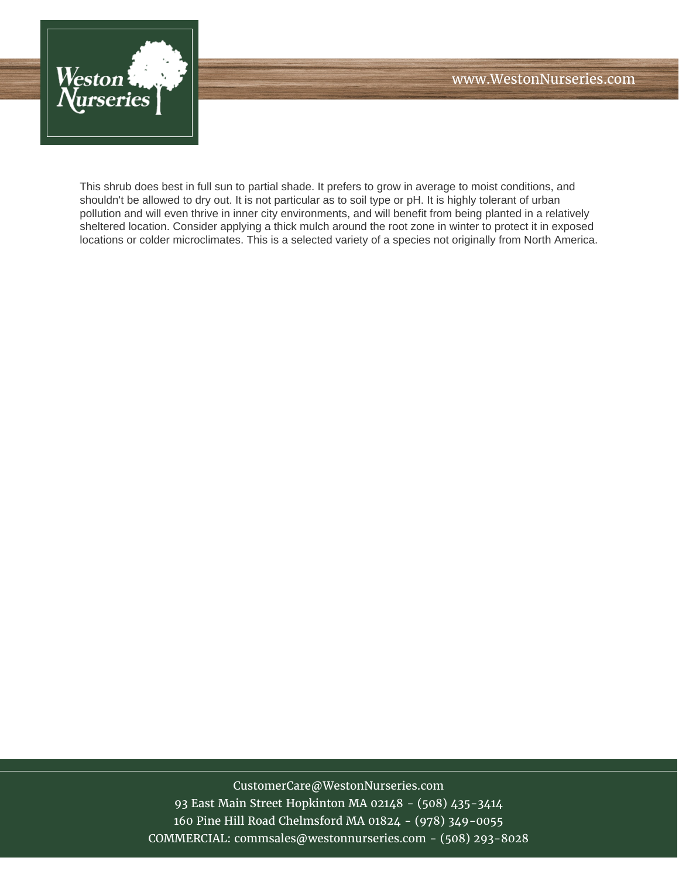This shrub does best in full sun to partial shade. It prefers to grow in average to moist conditions, and shouldn't be allowed to dry out. It is not particular as to soil type or pH. It is highly tolerant of urban pollution and will even thrive in inner city environments, and will benefit from being planted in a relatively sheltered location. Consider applying a thick mulch around the root zone in winter to protect it in exposed locations or colder microclimates. This is a selected variety of a species not originally from North America.